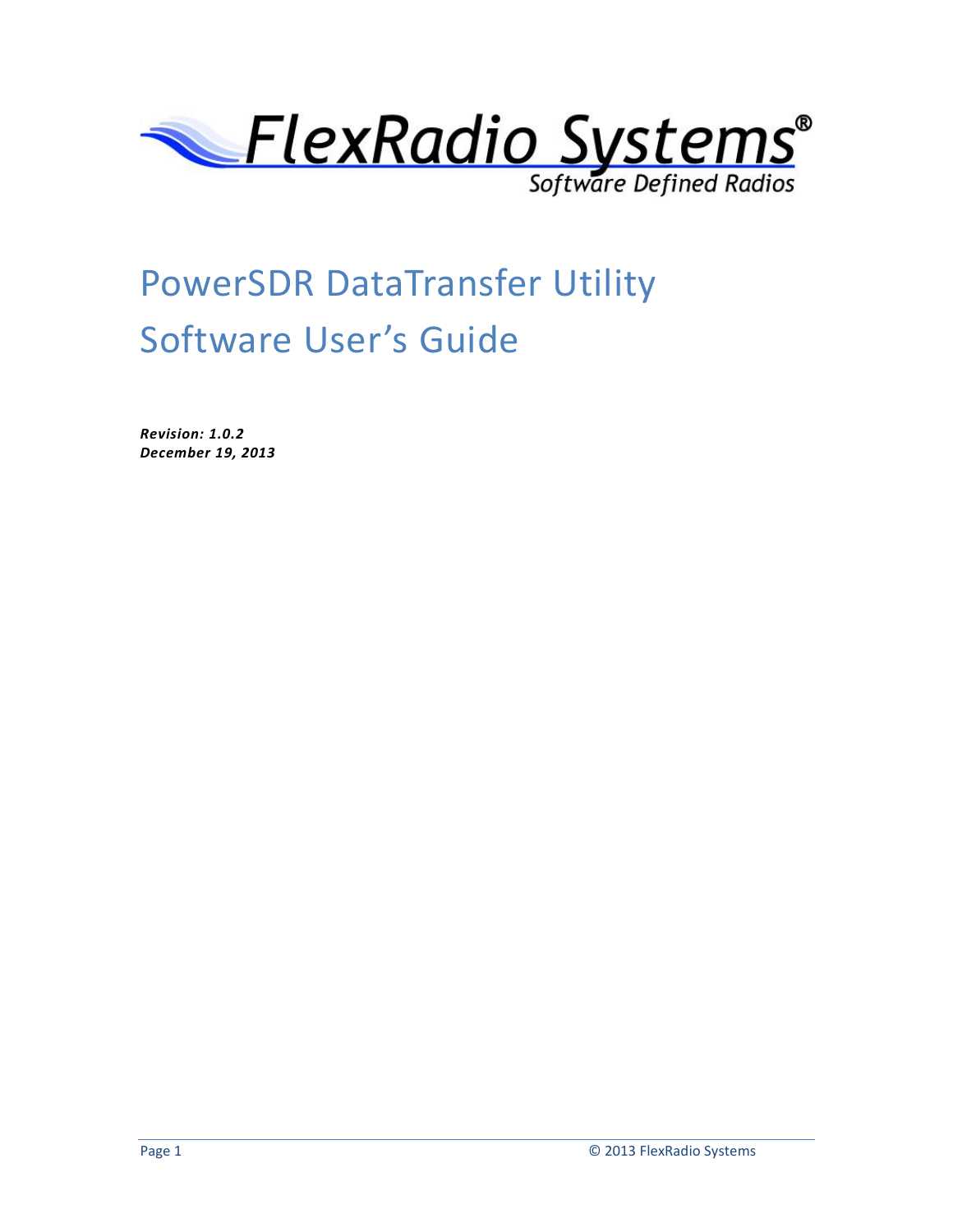FlexRadio Systems®

Software Defined Radios

# PowerSDR DataTransfer Utility Software User's Guide

***Revision: 1.0.2***
***December 19, 2013***

© 2013 FlexRadio Systems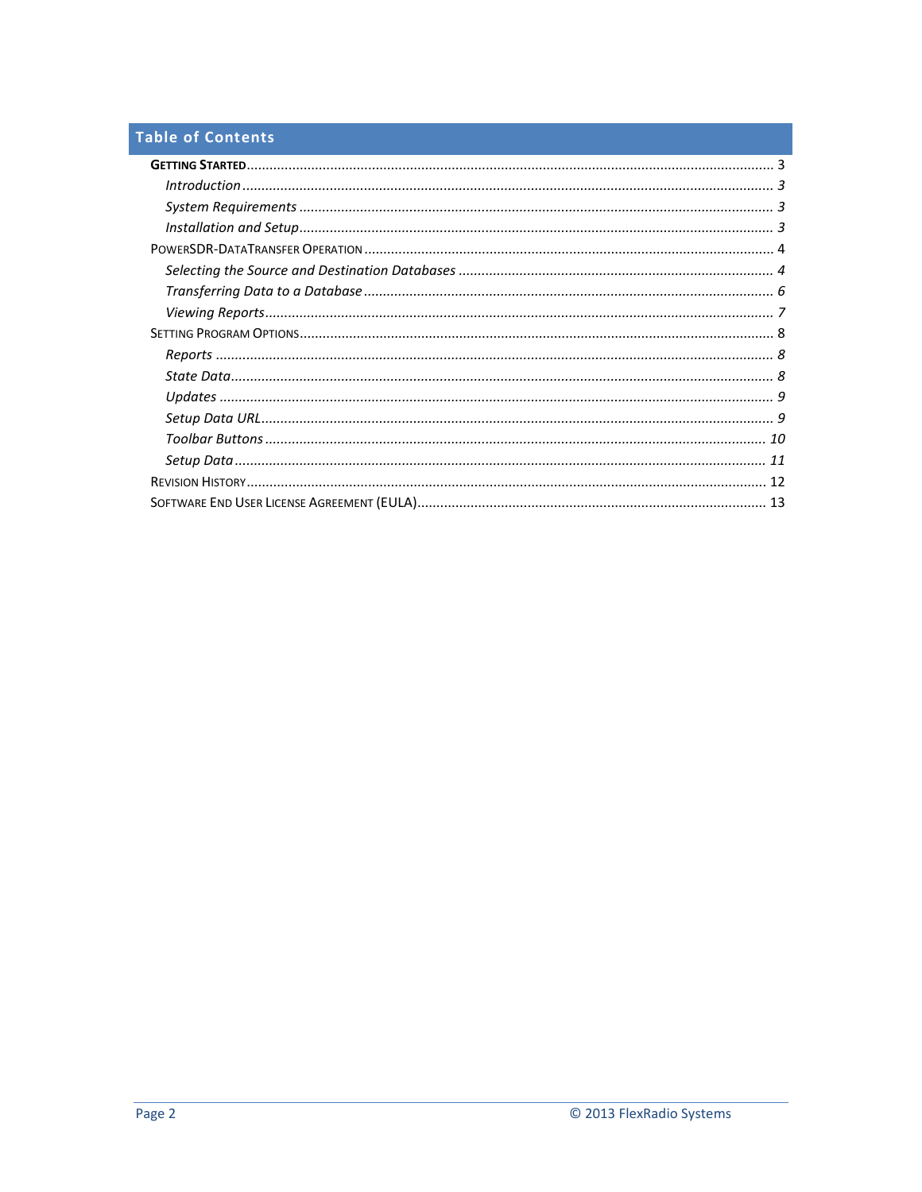## Table of Contents

**Getting Started** ........................................ 3

- *Introduction* ........................................ 3
- *System Requirements* ........................................ 3
- *Installation and Setup* ........................................ 3

PowerSDR-DataTransfer Operation ........................................ 4

- *Selecting the Source and Destination Databases* ........................................ 4
- *Transferring Data to a Database* ........................................ 6
- *Viewing Reports* ........................................ 7

Setting Program Options ........................................ 8

- *Reports* ........................................ 8
- *State Data* ........................................ 8
- *Updates* ........................................ 9
- *Setup Data URL* ........................................ 9
- *Toolbar Buttons* ........................................ 10
- *Setup Data* ........................................ 11

Revision History ........................................ 12

Software End User License Agreement (EULA) ........................................ 13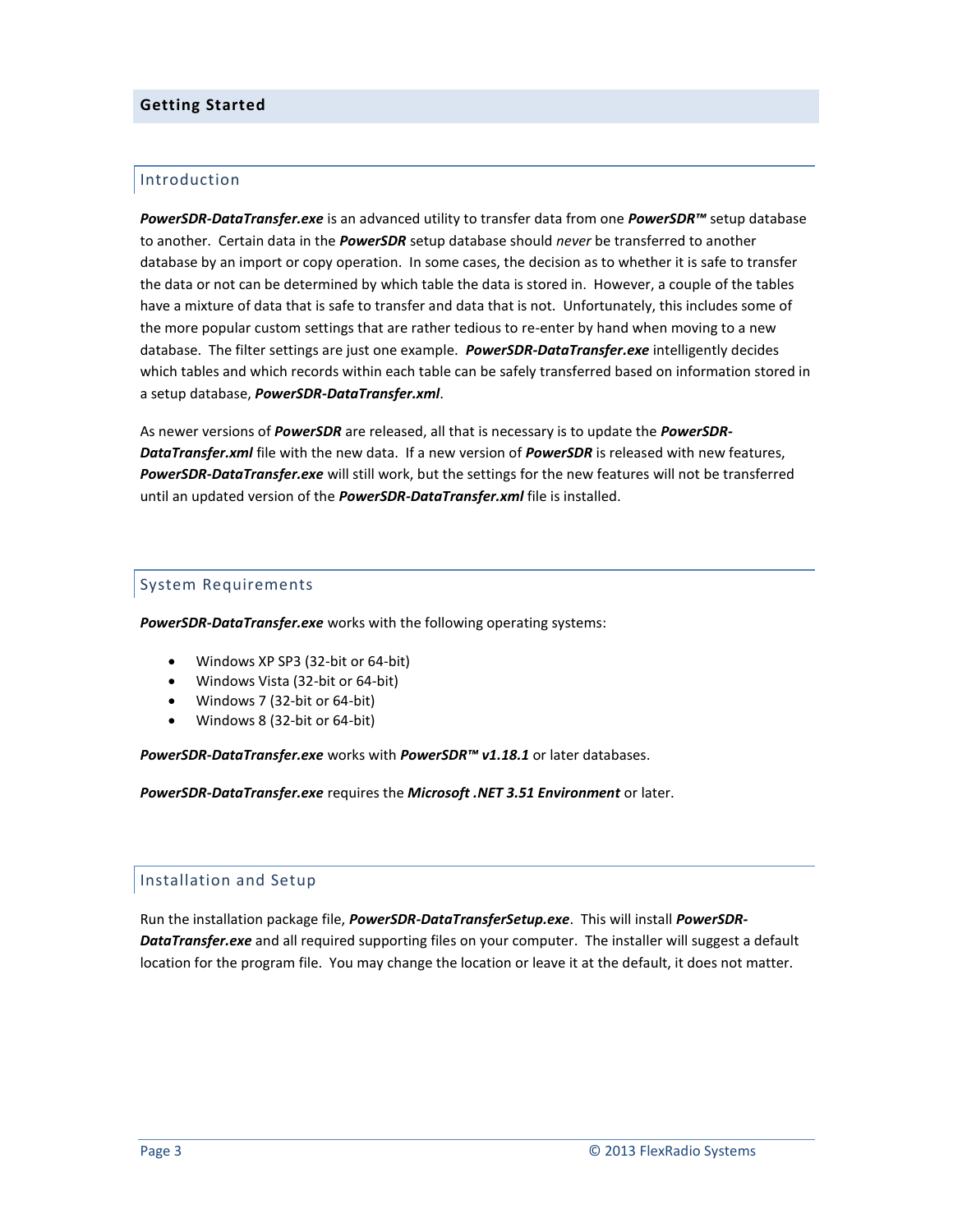# Getting Started

## Introduction

***PowerSDR-DataTransfer.exe*** is an advanced utility to transfer data from one ***PowerSDR™*** setup database to another. Certain data in the ***PowerSDR*** setup database should *never* be transferred to another database by an import or copy operation. In some cases, the decision as to whether it is safe to transfer the data or not can be determined by which table the data is stored in. However, a couple of the tables have a mixture of data that is safe to transfer and data that is not. Unfortunately, this includes some of the more popular custom settings that are rather tedious to re-enter by hand when moving to a new database. The filter settings are just one example. ***PowerSDR-DataTransfer.exe*** intelligently decides which tables and which records within each table can be safely transferred based on information stored in a setup database, ***PowerSDR-DataTransfer.xml***.

As newer versions of ***PowerSDR*** are released, all that is necessary is to update the ***PowerSDR-DataTransfer.xml*** file with the new data. If a new version of ***PowerSDR*** is released with new features, ***PowerSDR-DataTransfer.exe*** will still work, but the settings for the new features will not be transferred until an updated version of the ***PowerSDR-DataTransfer.xml*** file is installed.

## System Requirements

***PowerSDR-DataTransfer.exe*** works with the following operating systems:

- Windows XP SP3 (32-bit or 64-bit)
- Windows Vista (32-bit or 64-bit)
- Windows 7 (32-bit or 64-bit)
- Windows 8 (32-bit or 64-bit)

***PowerSDR-DataTransfer.exe*** works with ***PowerSDR™ v1.18.1*** or later databases.

***PowerSDR-DataTransfer.exe*** requires the ***Microsoft .NET 3.51 Environment*** or later.

## Installation and Setup

Run the installation package file, ***PowerSDR-DataTransferSetup.exe***. This will install ***PowerSDR-DataTransfer.exe*** and all required supporting files on your computer. The installer will suggest a default location for the program file. You may change the location or leave it at the default, it does not matter.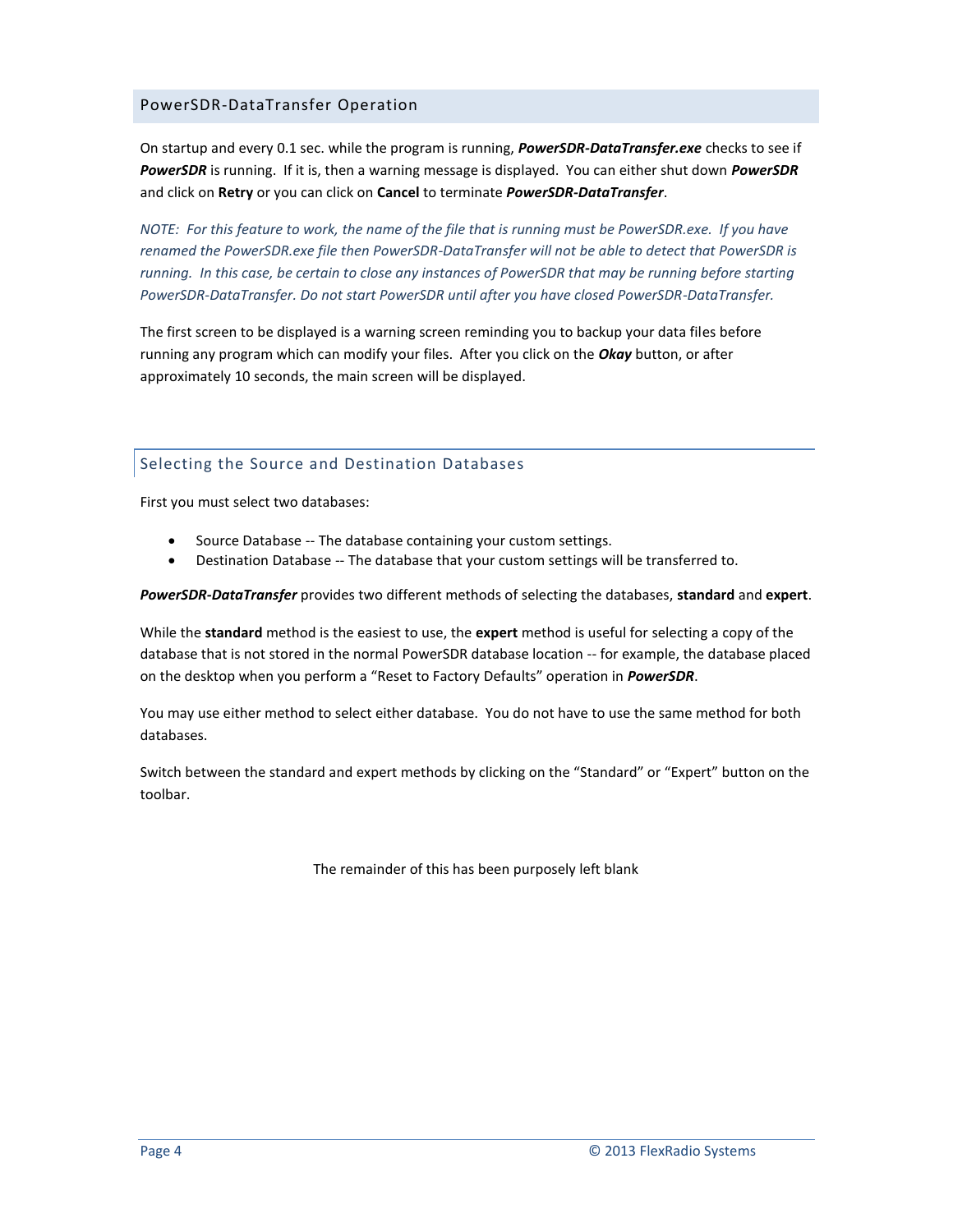## PowerSDR-DataTransfer Operation

On startup and every 0.1 sec. while the program is running, ***PowerSDR-DataTransfer.exe*** checks to see if ***PowerSDR*** is running. If it is, then a warning message is displayed. You can either shut down ***PowerSDR*** and click on **Retry** or you can click on **Cancel** to terminate ***PowerSDR-DataTransfer***.

*NOTE: For this feature to work, the name of the file that is running must be PowerSDR.exe. If you have renamed the PowerSDR.exe file then PowerSDR-DataTransfer will not be able to detect that PowerSDR is running. In this case, be certain to close any instances of PowerSDR that may be running before starting PowerSDR-DataTransfer. Do not start PowerSDR until after you have closed PowerSDR-DataTransfer.*

The first screen to be displayed is a warning screen reminding you to backup your data files before running any program which can modify your files. After you click on the ***Okay*** button, or after approximately 10 seconds, the main screen will be displayed.

### Selecting the Source and Destination Databases

First you must select two databases:

- Source Database -- The database containing your custom settings.
- Destination Database -- The database that your custom settings will be transferred to.

***PowerSDR-DataTransfer*** provides two different methods of selecting the databases, **standard** and **expert**.

While the **standard** method is the easiest to use, the **expert** method is useful for selecting a copy of the database that is not stored in the normal PowerSDR database location -- for example, the database placed on the desktop when you perform a “Reset to Factory Defaults” operation in ***PowerSDR***.

You may use either method to select either database. You do not have to use the same method for both databases.

Switch between the standard and expert methods by clicking on the “Standard” or “Expert” button on the toolbar.

The remainder of this has been purposely left blank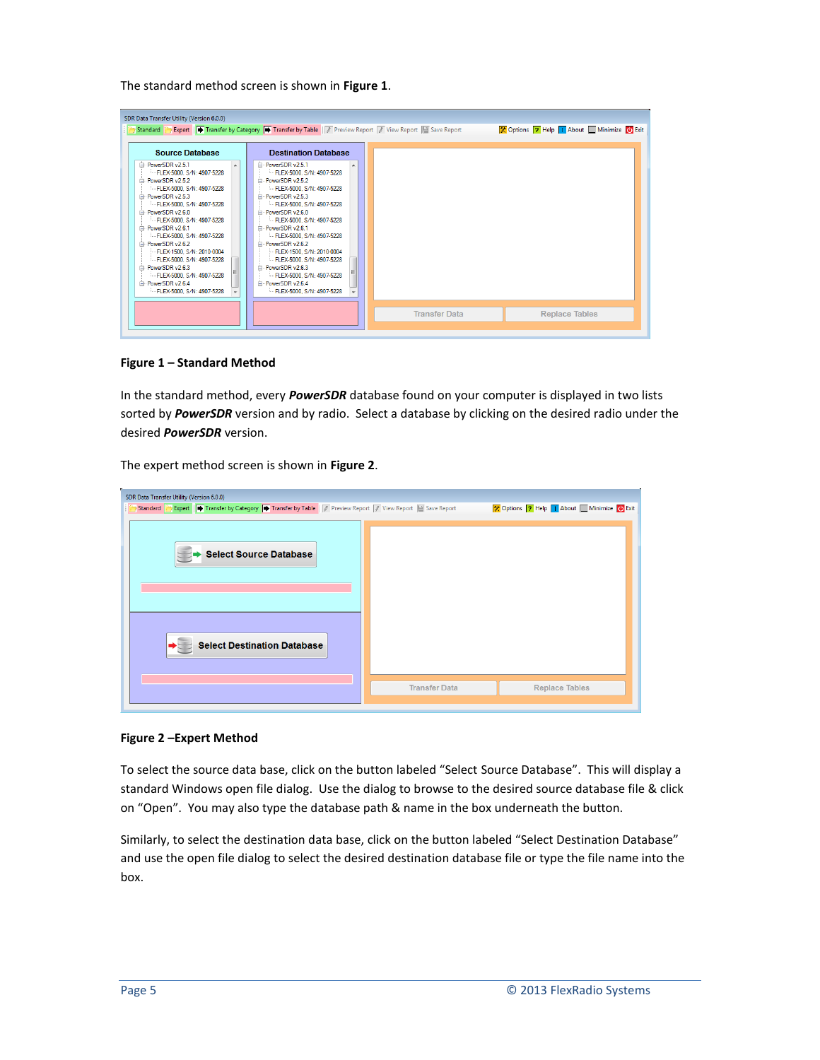The standard method screen is shown in **Figure 1**.

**Figure 1 – Standard Method**

In the standard method, every ***PowerSDR*** database found on your computer is displayed in two lists sorted by ***PowerSDR*** version and by radio. Select a database by clicking on the desired radio under the desired ***PowerSDR*** version.

The expert method screen is shown in **Figure 2**.

**Figure 2 –Expert Method**

To select the source data base, click on the button labeled "Select Source Database". This will display a standard Windows open file dialog. Use the dialog to browse to the desired source database file & click on "Open". You may also type the database path & name in the box underneath the button.

Similarly, to select the destination data base, click on the button labeled "Select Destination Database" and use the open file dialog to select the desired destination database file or type the file name into the box.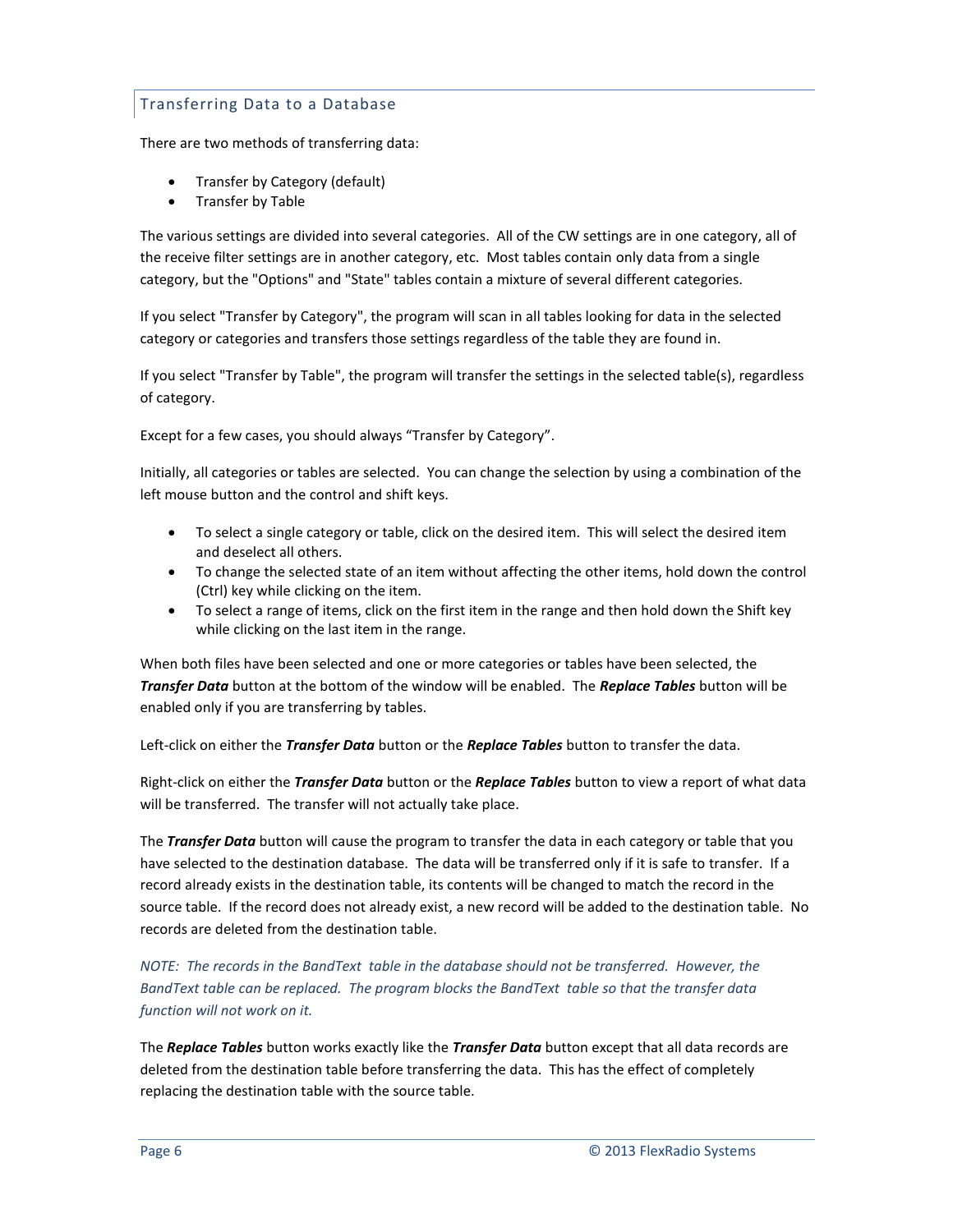## Transferring Data to a Database

There are two methods of transferring data:

- Transfer by Category (default)
- Transfer by Table

The various settings are divided into several categories. All of the CW settings are in one category, all of the receive filter settings are in another category, etc. Most tables contain only data from a single category, but the "Options" and "State" tables contain a mixture of several different categories.

If you select "Transfer by Category", the program will scan in all tables looking for data in the selected category or categories and transfers those settings regardless of the table they are found in.

If you select "Transfer by Table", the program will transfer the settings in the selected table(s), regardless of category.

Except for a few cases, you should always "Transfer by Category".

Initially, all categories or tables are selected. You can change the selection by using a combination of the left mouse button and the control and shift keys.

- To select a single category or table, click on the desired item. This will select the desired item and deselect all others.
- To change the selected state of an item without affecting the other items, hold down the control (Ctrl) key while clicking on the item.
- To select a range of items, click on the first item in the range and then hold down the Shift key while clicking on the last item in the range.

When both files have been selected and one or more categories or tables have been selected, the ***Transfer Data*** button at the bottom of the window will be enabled. The ***Replace Tables*** button will be enabled only if you are transferring by tables.

Left-click on either the ***Transfer Data*** button or the ***Replace Tables*** button to transfer the data.

Right-click on either the ***Transfer Data*** button or the ***Replace Tables*** button to view a report of what data will be transferred. The transfer will not actually take place.

The ***Transfer Data*** button will cause the program to transfer the data in each category or table that you have selected to the destination database. The data will be transferred only if it is safe to transfer. If a record already exists in the destination table, its contents will be changed to match the record in the source table. If the record does not already exist, a new record will be added to the destination table. No records are deleted from the destination table.

*NOTE: The records in the BandText table in the database should not be transferred. However, the BandText table can be replaced. The program blocks the BandText table so that the transfer data function will not work on it.*

The ***Replace Tables*** button works exactly like the ***Transfer Data*** button except that all data records are deleted from the destination table before transferring the data. This has the effect of completely replacing the destination table with the source table.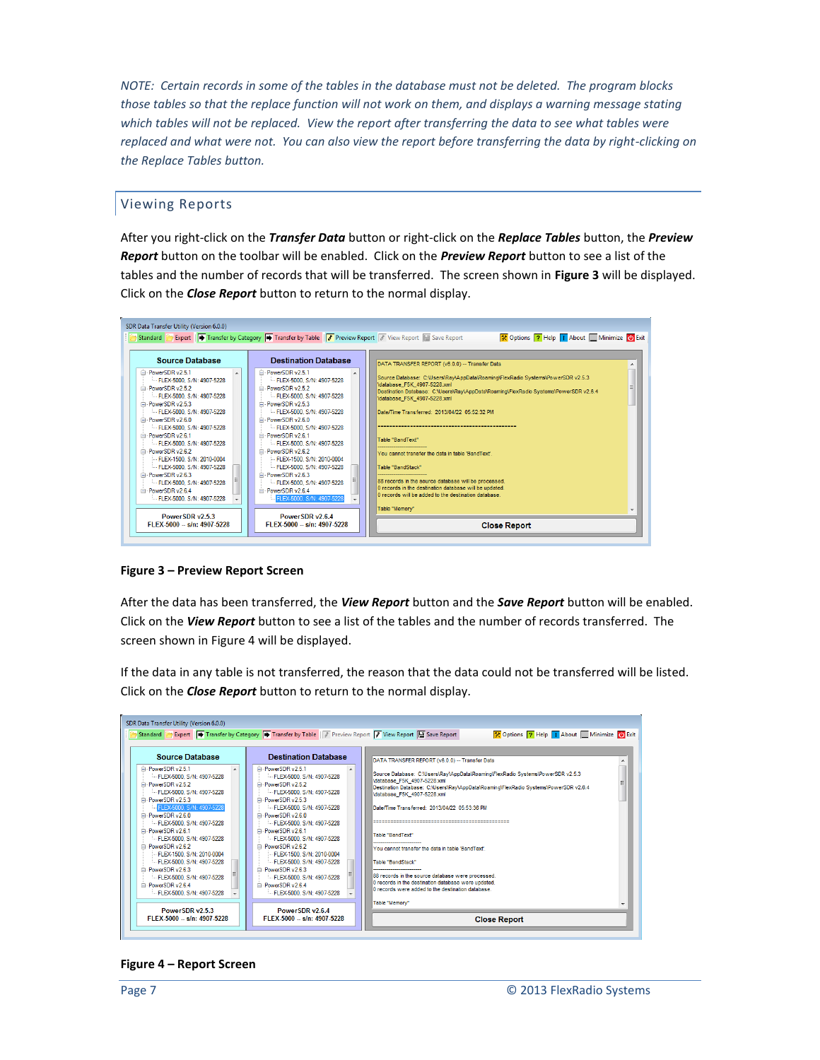*NOTE: Certain records in some of the tables in the database must not be deleted. The program blocks those tables so that the replace function will not work on them, and displays a warning message stating which tables will not be replaced. View the report after transferring the data to see what tables were replaced and what were not. You can also view the report before transferring the data by right-clicking on the Replace Tables button.*

## Viewing Reports

After you right-click on the ***Transfer Data*** button or right-click on the ***Replace Tables*** button, the ***Preview Report*** button on the toolbar will be enabled. Click on the ***Preview Report*** button to see a list of the tables and the number of records that will be transferred. The screen shown in **Figure 3** will be displayed. Click on the ***Close Report*** button to return to the normal display.

**Figure 3 – Preview Report Screen**

After the data has been transferred, the ***View Report*** button and the ***Save Report*** button will be enabled. Click on the ***View Report*** button to see a list of the tables and the number of records transferred. The screen shown in Figure 4 will be displayed.

If the data in any table is not transferred, the reason that the data could not be transferred will be listed. Click on the ***Close Report*** button to return to the normal display.

**Figure 4 – Report Screen**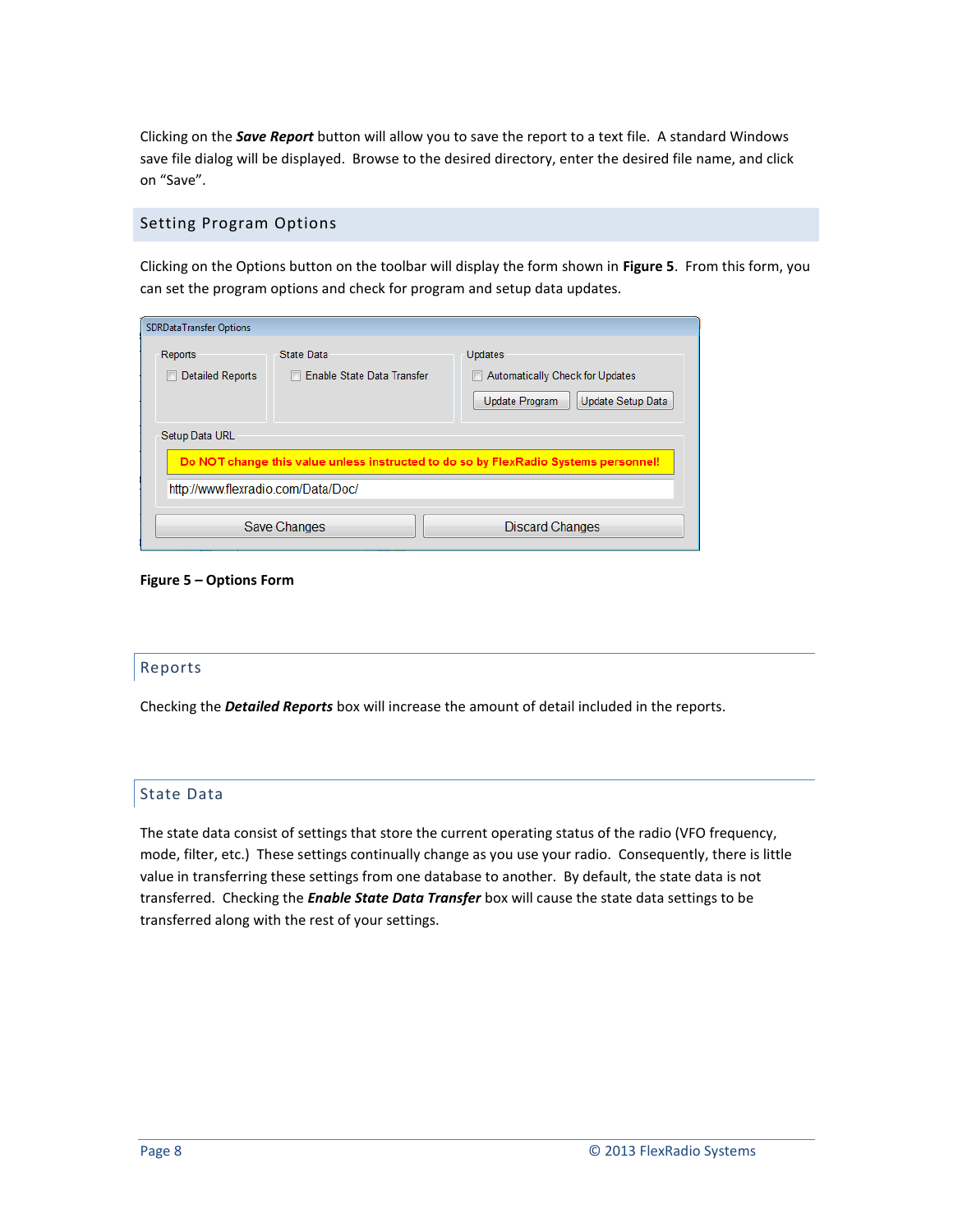Clicking on the ***Save Report*** button will allow you to save the report to a text file. A standard Windows save file dialog will be displayed. Browse to the desired directory, enter the desired file name, and click on “Save”.

## Setting Program Options

Clicking on the Options button on the toolbar will display the form shown in **Figure 5**. From this form, you can set the program options and check for program and setup data updates.

**Figure 5 – Options Form**

### Reports

Checking the ***Detailed Reports*** box will increase the amount of detail included in the reports.

### State Data

The state data consist of settings that store the current operating status of the radio (VFO frequency, mode, filter, etc.) These settings continually change as you use your radio. Consequently, there is little value in transferring these settings from one database to another. By default, the state data is not transferred. Checking the ***Enable State Data Transfer*** box will cause the state data settings to be transferred along with the rest of your settings.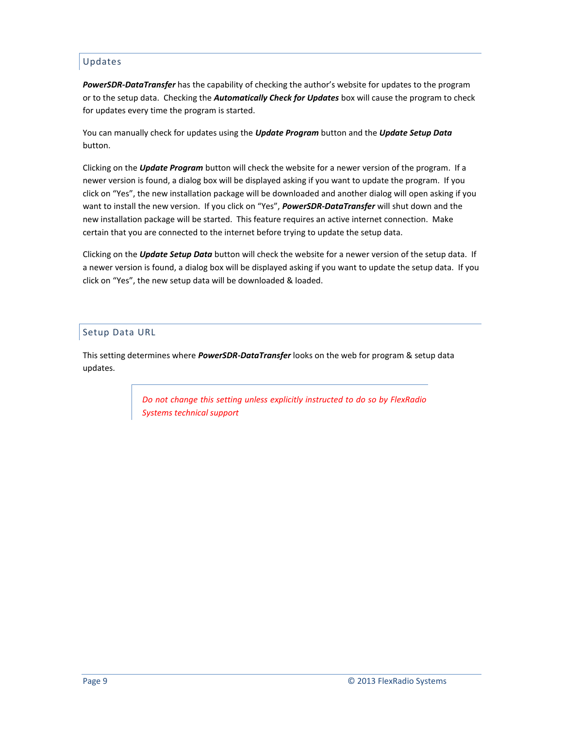## Updates

***PowerSDR-DataTransfer*** has the capability of checking the author's website for updates to the program or to the setup data. Checking the ***Automatically Check for Updates*** box will cause the program to check for updates every time the program is started.

You can manually check for updates using the ***Update Program*** button and the ***Update Setup Data*** button.

Clicking on the ***Update Program*** button will check the website for a newer version of the program. If a newer version is found, a dialog box will be displayed asking if you want to update the program. If you click on "Yes", the new installation package will be downloaded and another dialog will open asking if you want to install the new version. If you click on "Yes", ***PowerSDR-DataTransfer*** will shut down and the new installation package will be started. This feature requires an active internet connection. Make certain that you are connected to the internet before trying to update the setup data.

Clicking on the ***Update Setup Data*** button will check the website for a newer version of the setup data. If a newer version is found, a dialog box will be displayed asking if you want to update the setup data. If you click on "Yes", the new setup data will be downloaded & loaded.

## Setup Data URL

This setting determines where ***PowerSDR-DataTransfer*** looks on the web for program & setup data updates.

> *Do not change this setting unless explicitly instructed to do so by FlexRadio Systems technical support*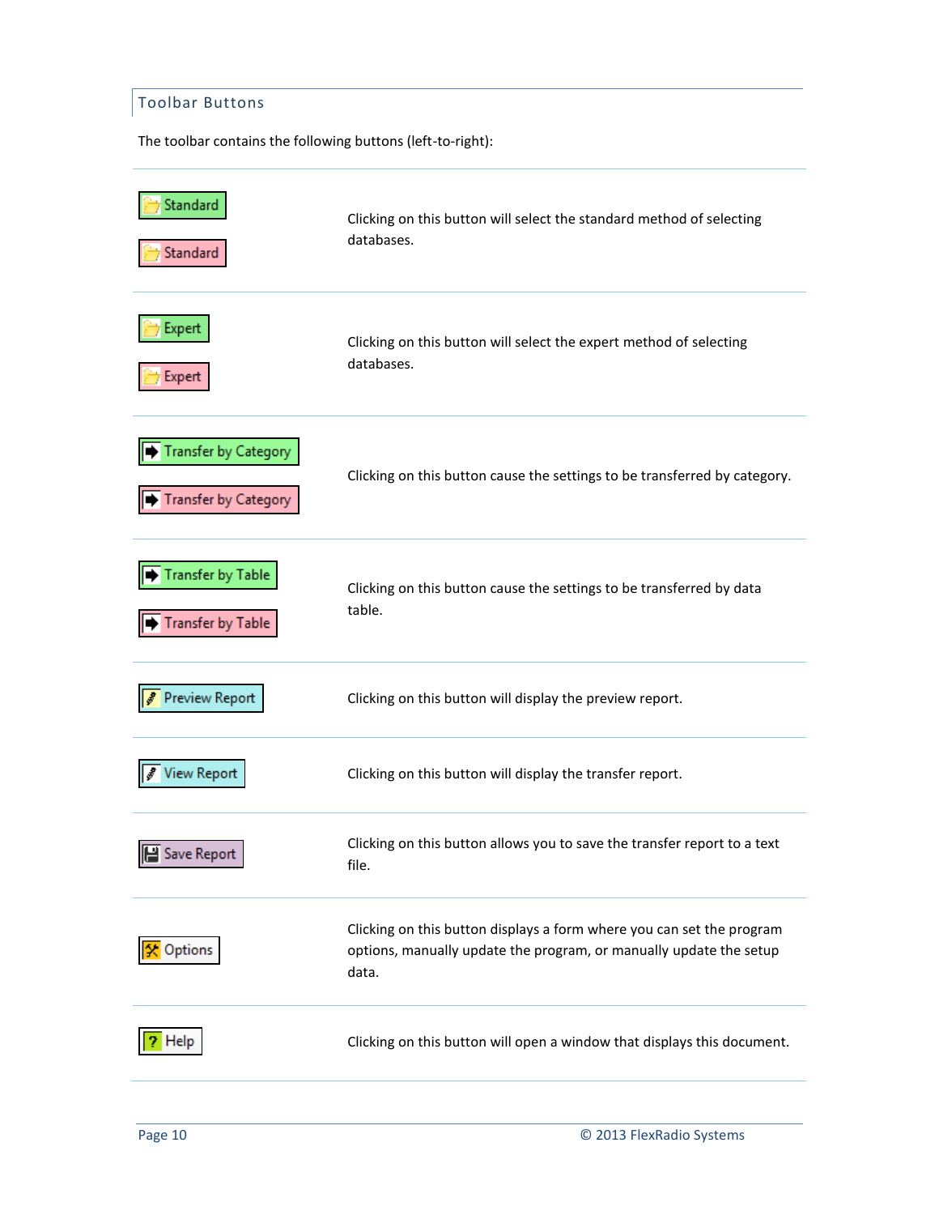## Toolbar Buttons

The toolbar contains the following buttons (left-to-right):

| Button | Description |
|---|---|
| Standard / Standard | Clicking on this button will select the standard method of selecting databases. |
| Expert / Expert | Clicking on this button will select the expert method of selecting databases. |
| Transfer by Category / Transfer by Category | Clicking on this button cause the settings to be transferred by category. |
| Transfer by Table / Transfer by Table | Clicking on this button cause the settings to be transferred by data table. |
| Preview Report | Clicking on this button will display the preview report. |
| View Report | Clicking on this button will display the transfer report. |
| Save Report | Clicking on this button allows you to save the transfer report to a text file. |
| Options | Clicking on this button displays a form where you can set the program options, manually update the program, or manually update the setup data. |
| Help | Clicking on this button will open a window that displays this document. |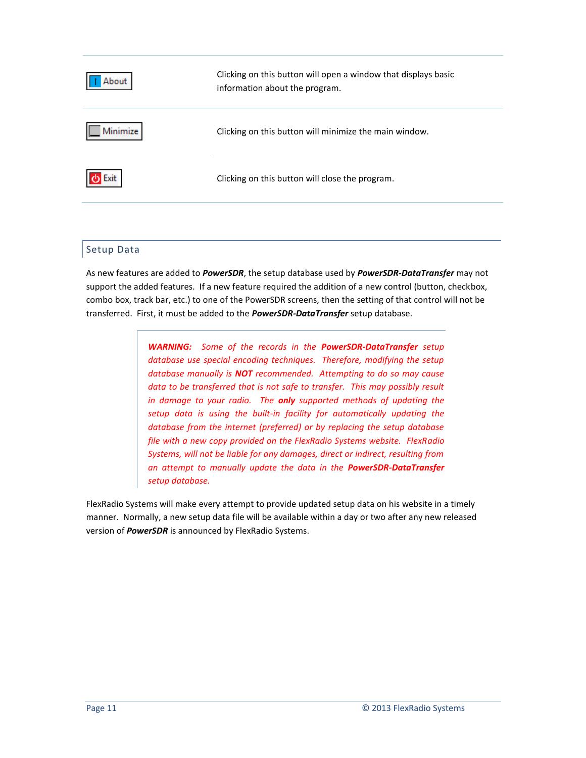| | |
|---|---|
| About | Clicking on this button will open a window that displays basic information about the program. |
| Minimize | Clicking on this button will minimize the main window. |
| Exit | Clicking on this button will close the program. |

## Setup Data

As new features are added to ***PowerSDR***, the setup database used by ***PowerSDR-DataTransfer*** may not support the added features. If a new feature required the addition of a new control (button, checkbox, combo box, track bar, etc.) to one of the PowerSDR screens, then the setting of that control will not be transferred. First, it must be added to the ***PowerSDR-DataTransfer*** setup database.

> ***WARNING:*** *Some of the records in the* ***PowerSDR-DataTransfer*** *setup database use special encoding techniques. Therefore, modifying the setup database manually is* ***NOT*** *recommended. Attempting to do so may cause data to be transferred that is not safe to transfer. This may possibly result in damage to your radio. The* ***only*** *supported methods of updating the setup data is using the built-in facility for automatically updating the database from the internet (preferred) or by replacing the setup database file with a new copy provided on the FlexRadio Systems website. FlexRadio Systems, will not be liable for any damages, direct or indirect, resulting from an attempt to manually update the data in the* ***PowerSDR-DataTransfer*** *setup database.*

FlexRadio Systems will make every attempt to provide updated setup data on his website in a timely manner. Normally, a new setup data file will be available within a day or two after any new released version of ***PowerSDR*** is announced by FlexRadio Systems.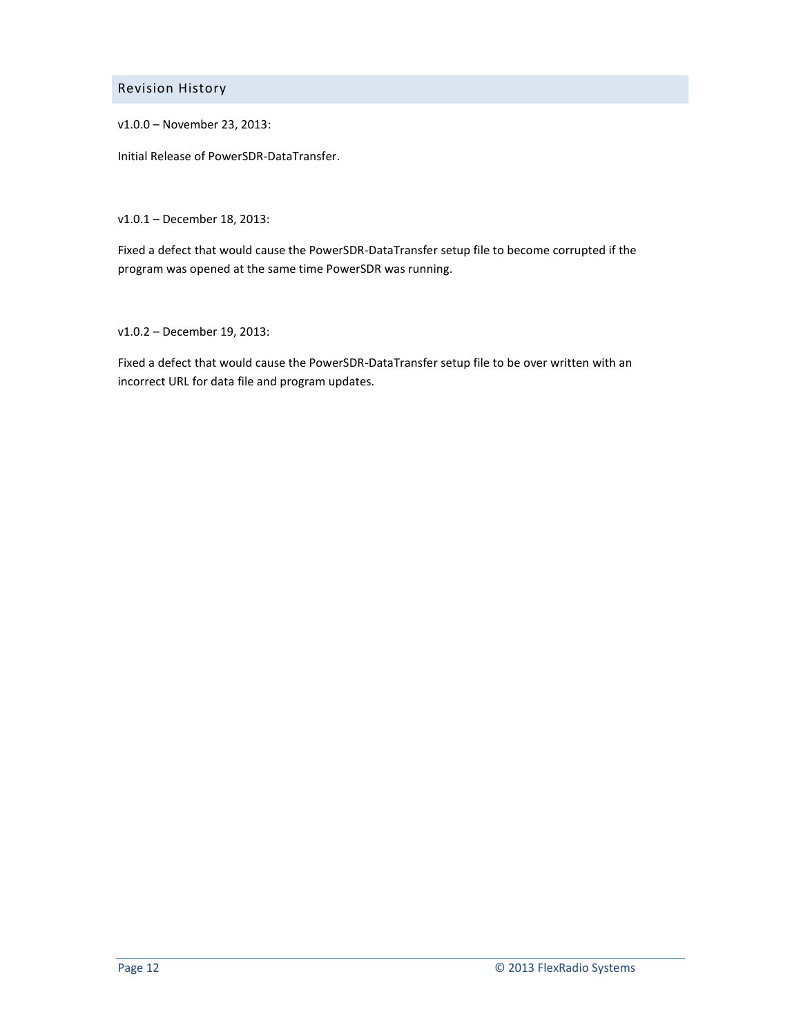## Revision History

v1.0.0 – November 23, 2013:

Initial Release of PowerSDR-DataTransfer.

v1.0.1 – December 18, 2013:

Fixed a defect that would cause the PowerSDR-DataTransfer setup file to become corrupted if the program was opened at the same time PowerSDR was running.

v1.0.2 – December 19, 2013:

Fixed a defect that would cause the PowerSDR-DataTransfer setup file to be over written with an incorrect URL for data file and program updates.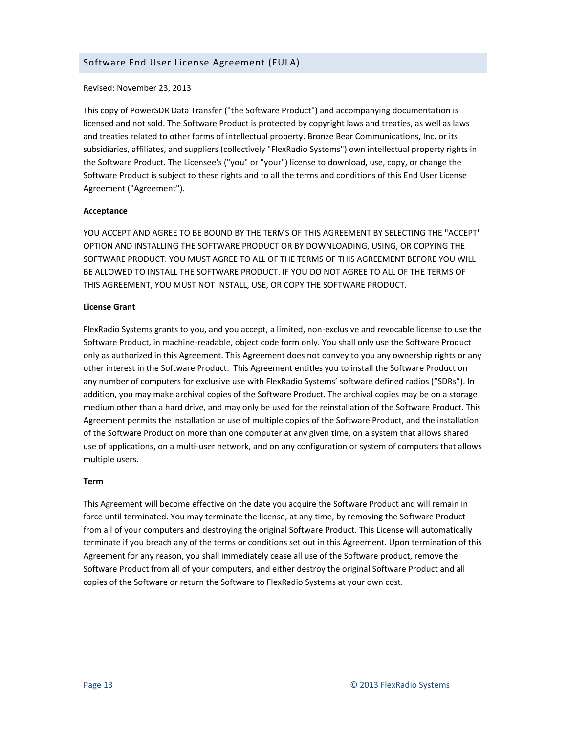## Software End User License Agreement (EULA)

Revised: November 23, 2013

This copy of PowerSDR Data Transfer ("the Software Product") and accompanying documentation is licensed and not sold. The Software Product is protected by copyright laws and treaties, as well as laws and treaties related to other forms of intellectual property. Bronze Bear Communications, Inc. or its subsidiaries, affiliates, and suppliers (collectively "FlexRadio Systems") own intellectual property rights in the Software Product. The Licensee's ("you" or "your") license to download, use, copy, or change the Software Product is subject to these rights and to all the terms and conditions of this End User License Agreement ("Agreement").

**Acceptance**

YOU ACCEPT AND AGREE TO BE BOUND BY THE TERMS OF THIS AGREEMENT BY SELECTING THE "ACCEPT" OPTION AND INSTALLING THE SOFTWARE PRODUCT OR BY DOWNLOADING, USING, OR COPYING THE SOFTWARE PRODUCT. YOU MUST AGREE TO ALL OF THE TERMS OF THIS AGREEMENT BEFORE YOU WILL BE ALLOWED TO INSTALL THE SOFTWARE PRODUCT. IF YOU DO NOT AGREE TO ALL OF THE TERMS OF THIS AGREEMENT, YOU MUST NOT INSTALL, USE, OR COPY THE SOFTWARE PRODUCT.

**License Grant**

FlexRadio Systems grants to you, and you accept, a limited, non-exclusive and revocable license to use the Software Product, in machine-readable, object code form only. You shall only use the Software Product only as authorized in this Agreement. This Agreement does not convey to you any ownership rights or any other interest in the Software Product. This Agreement entitles you to install the Software Product on any number of computers for exclusive use with FlexRadio Systems' software defined radios ("SDRs"). In addition, you may make archival copies of the Software Product. The archival copies may be on a storage medium other than a hard drive, and may only be used for the reinstallation of the Software Product. This Agreement permits the installation or use of multiple copies of the Software Product, and the installation of the Software Product on more than one computer at any given time, on a system that allows shared use of applications, on a multi-user network, and on any configuration or system of computers that allows multiple users.

**Term**

This Agreement will become effective on the date you acquire the Software Product and will remain in force until terminated. You may terminate the license, at any time, by removing the Software Product from all of your computers and destroying the original Software Product. This License will automatically terminate if you breach any of the terms or conditions set out in this Agreement. Upon termination of this Agreement for any reason, you shall immediately cease all use of the Software product, remove the Software Product from all of your computers, and either destroy the original Software Product and all copies of the Software or return the Software to FlexRadio Systems at your own cost.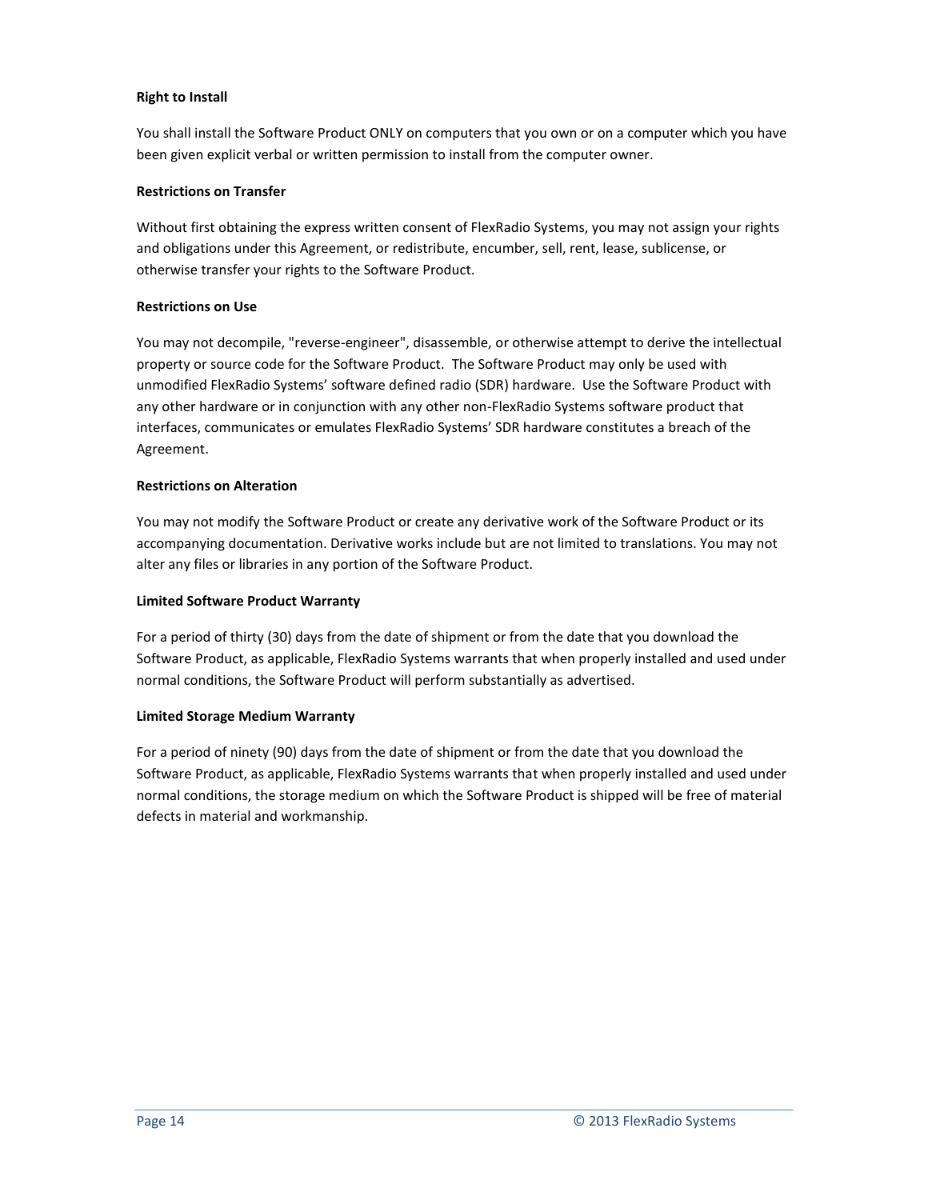**Right to Install**

You shall install the Software Product ONLY on computers that you own or on a computer which you have been given explicit verbal or written permission to install from the computer owner.

**Restrictions on Transfer**

Without first obtaining the express written consent of FlexRadio Systems, you may not assign your rights and obligations under this Agreement, or redistribute, encumber, sell, rent, lease, sublicense, or otherwise transfer your rights to the Software Product.

**Restrictions on Use**

You may not decompile, "reverse-engineer", disassemble, or otherwise attempt to derive the intellectual property or source code for the Software Product. The Software Product may only be used with unmodified FlexRadio Systems' software defined radio (SDR) hardware. Use the Software Product with any other hardware or in conjunction with any other non-FlexRadio Systems software product that interfaces, communicates or emulates FlexRadio Systems' SDR hardware constitutes a breach of the Agreement.

**Restrictions on Alteration**

You may not modify the Software Product or create any derivative work of the Software Product or its accompanying documentation. Derivative works include but are not limited to translations. You may not alter any files or libraries in any portion of the Software Product.

**Limited Software Product Warranty**

For a period of thirty (30) days from the date of shipment or from the date that you download the Software Product, as applicable, FlexRadio Systems warrants that when properly installed and used under normal conditions, the Software Product will perform substantially as advertised.

**Limited Storage Medium Warranty**

For a period of ninety (90) days from the date of shipment or from the date that you download the Software Product, as applicable, FlexRadio Systems warrants that when properly installed and used under normal conditions, the storage medium on which the Software Product is shipped will be free of material defects in material and workmanship.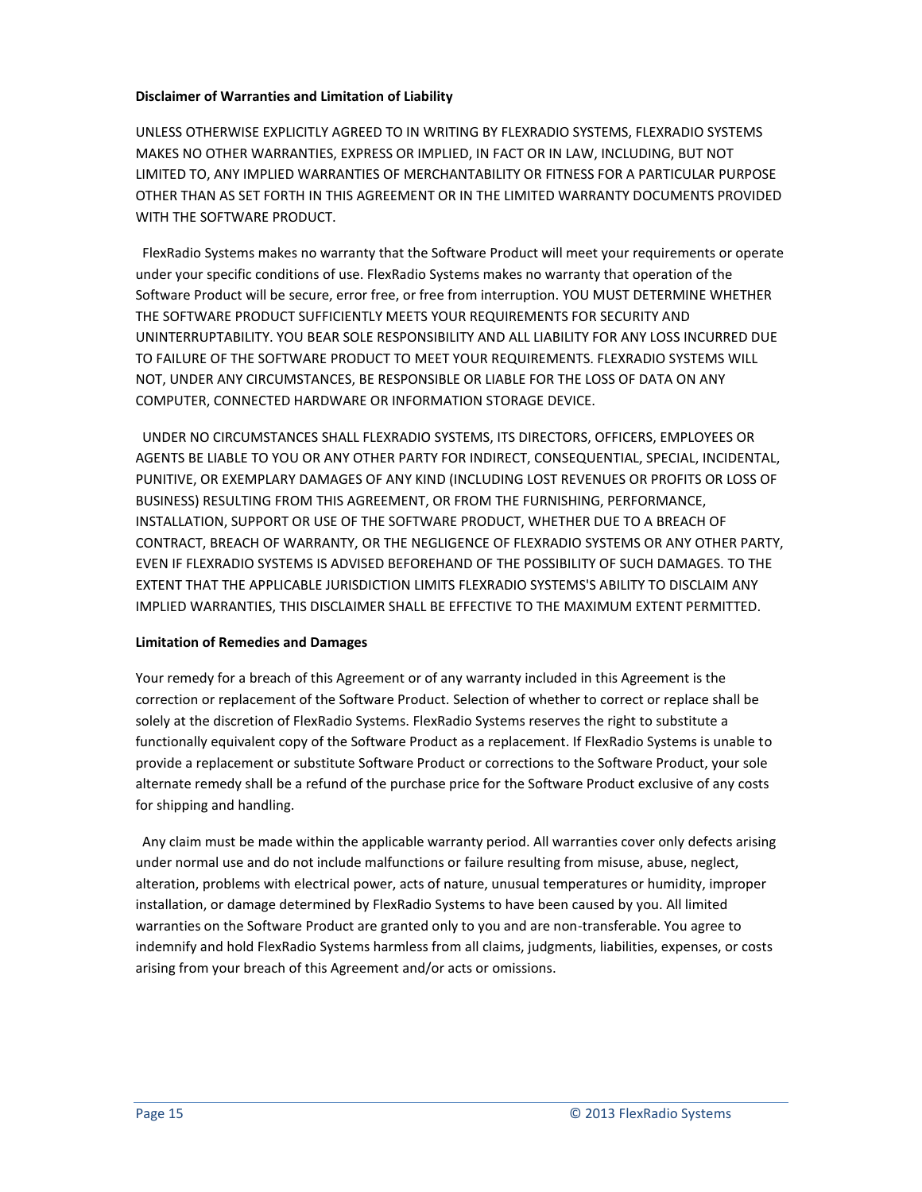**Disclaimer of Warranties and Limitation of Liability**

UNLESS OTHERWISE EXPLICITLY AGREED TO IN WRITING BY FLEXRADIO SYSTEMS, FLEXRADIO SYSTEMS MAKES NO OTHER WARRANTIES, EXPRESS OR IMPLIED, IN FACT OR IN LAW, INCLUDING, BUT NOT LIMITED TO, ANY IMPLIED WARRANTIES OF MERCHANTABILITY OR FITNESS FOR A PARTICULAR PURPOSE OTHER THAN AS SET FORTH IN THIS AGREEMENT OR IN THE LIMITED WARRANTY DOCUMENTS PROVIDED WITH THE SOFTWARE PRODUCT.

FlexRadio Systems makes no warranty that the Software Product will meet your requirements or operate under your specific conditions of use. FlexRadio Systems makes no warranty that operation of the Software Product will be secure, error free, or free from interruption. YOU MUST DETERMINE WHETHER THE SOFTWARE PRODUCT SUFFICIENTLY MEETS YOUR REQUIREMENTS FOR SECURITY AND UNINTERRUPTABILITY. YOU BEAR SOLE RESPONSIBILITY AND ALL LIABILITY FOR ANY LOSS INCURRED DUE TO FAILURE OF THE SOFTWARE PRODUCT TO MEET YOUR REQUIREMENTS. FLEXRADIO SYSTEMS WILL NOT, UNDER ANY CIRCUMSTANCES, BE RESPONSIBLE OR LIABLE FOR THE LOSS OF DATA ON ANY COMPUTER, CONNECTED HARDWARE OR INFORMATION STORAGE DEVICE.

UNDER NO CIRCUMSTANCES SHALL FLEXRADIO SYSTEMS, ITS DIRECTORS, OFFICERS, EMPLOYEES OR AGENTS BE LIABLE TO YOU OR ANY OTHER PARTY FOR INDIRECT, CONSEQUENTIAL, SPECIAL, INCIDENTAL, PUNITIVE, OR EXEMPLARY DAMAGES OF ANY KIND (INCLUDING LOST REVENUES OR PROFITS OR LOSS OF BUSINESS) RESULTING FROM THIS AGREEMENT, OR FROM THE FURNISHING, PERFORMANCE, INSTALLATION, SUPPORT OR USE OF THE SOFTWARE PRODUCT, WHETHER DUE TO A BREACH OF CONTRACT, BREACH OF WARRANTY, OR THE NEGLIGENCE OF FLEXRADIO SYSTEMS OR ANY OTHER PARTY, EVEN IF FLEXRADIO SYSTEMS IS ADVISED BEFOREHAND OF THE POSSIBILITY OF SUCH DAMAGES. TO THE EXTENT THAT THE APPLICABLE JURISDICTION LIMITS FLEXRADIO SYSTEMS'S ABILITY TO DISCLAIM ANY IMPLIED WARRANTIES, THIS DISCLAIMER SHALL BE EFFECTIVE TO THE MAXIMUM EXTENT PERMITTED.

**Limitation of Remedies and Damages**

Your remedy for a breach of this Agreement or of any warranty included in this Agreement is the correction or replacement of the Software Product. Selection of whether to correct or replace shall be solely at the discretion of FlexRadio Systems. FlexRadio Systems reserves the right to substitute a functionally equivalent copy of the Software Product as a replacement. If FlexRadio Systems is unable to provide a replacement or substitute Software Product or corrections to the Software Product, your sole alternate remedy shall be a refund of the purchase price for the Software Product exclusive of any costs for shipping and handling.

Any claim must be made within the applicable warranty period. All warranties cover only defects arising under normal use and do not include malfunctions or failure resulting from misuse, abuse, neglect, alteration, problems with electrical power, acts of nature, unusual temperatures or humidity, improper installation, or damage determined by FlexRadio Systems to have been caused by you. All limited warranties on the Software Product are granted only to you and are non-transferable. You agree to indemnify and hold FlexRadio Systems harmless from all claims, judgments, liabilities, expenses, or costs arising from your breach of this Agreement and/or acts or omissions.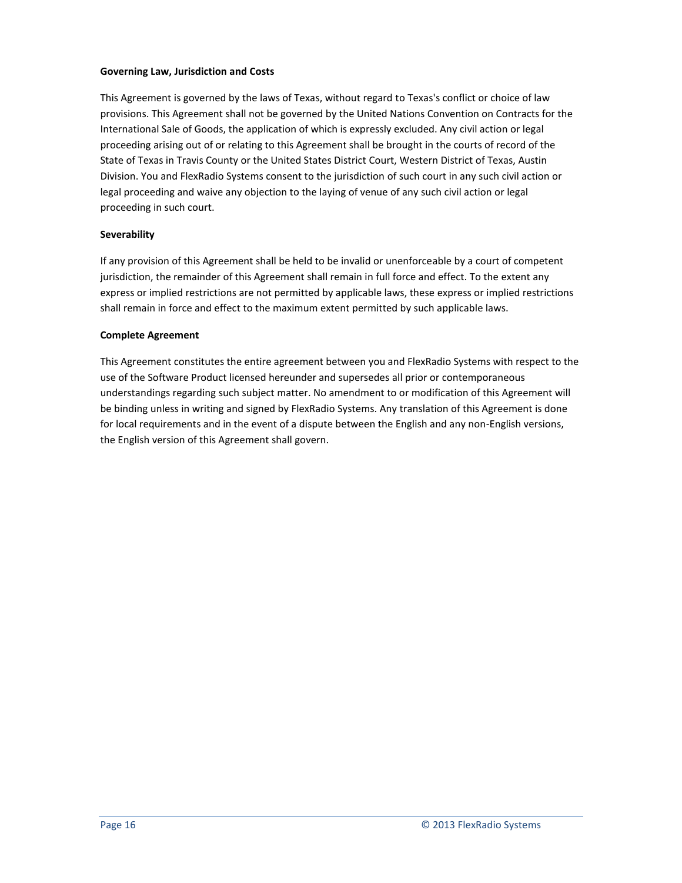**Governing Law, Jurisdiction and Costs**

This Agreement is governed by the laws of Texas, without regard to Texas's conflict or choice of law provisions. This Agreement shall not be governed by the United Nations Convention on Contracts for the International Sale of Goods, the application of which is expressly excluded. Any civil action or legal proceeding arising out of or relating to this Agreement shall be brought in the courts of record of the State of Texas in Travis County or the United States District Court, Western District of Texas, Austin Division. You and FlexRadio Systems consent to the jurisdiction of such court in any such civil action or legal proceeding and waive any objection to the laying of venue of any such civil action or legal proceeding in such court.

**Severability**

If any provision of this Agreement shall be held to be invalid or unenforceable by a court of competent jurisdiction, the remainder of this Agreement shall remain in full force and effect. To the extent any express or implied restrictions are not permitted by applicable laws, these express or implied restrictions shall remain in force and effect to the maximum extent permitted by such applicable laws.

**Complete Agreement**

This Agreement constitutes the entire agreement between you and FlexRadio Systems with respect to the use of the Software Product licensed hereunder and supersedes all prior or contemporaneous understandings regarding such subject matter. No amendment to or modification of this Agreement will be binding unless in writing and signed by FlexRadio Systems. Any translation of this Agreement is done for local requirements and in the event of a dispute between the English and any non-English versions, the English version of this Agreement shall govern.